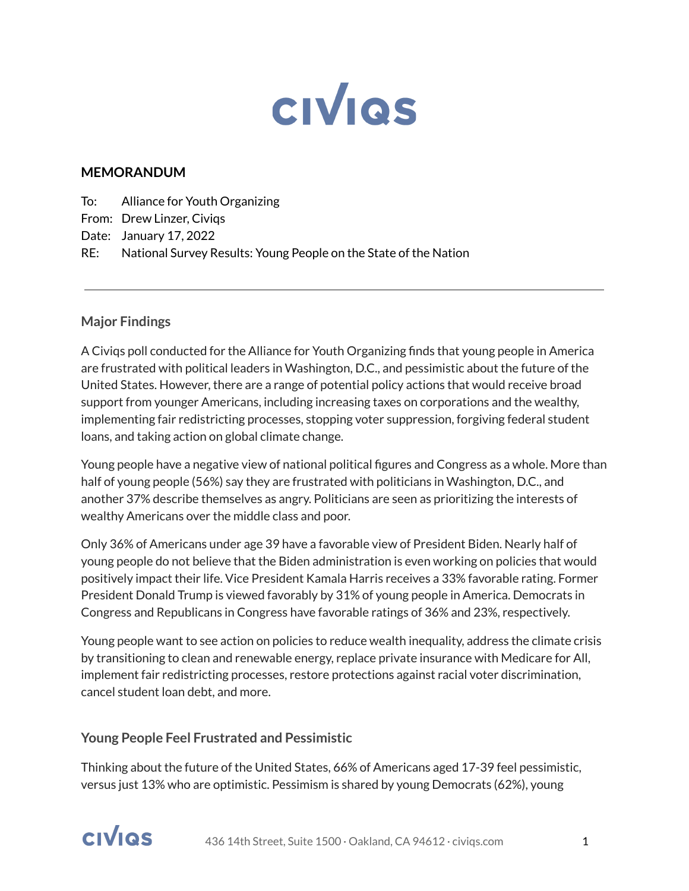**MEMORANDUM**

To: Alliance for Youth Organizing
From: Drew Linzer, Civiqs
Date: January 17, 2022
RE: National Survey Results: Young People on the State of the Nation

---

## Major Findings

A Civiqs poll conducted for the Alliance for Youth Organizing finds that young people in America are frustrated with political leaders in Washington, D.C., and pessimistic about the future of the United States. However, there are a range of potential policy actions that would receive broad support from younger Americans, including increasing taxes on corporations and the wealthy, implementing fair redistricting processes, stopping voter suppression, forgiving federal student loans, and taking action on global climate change.

Young people have a negative view of national political figures and Congress as a whole. More than half of young people (56%) say they are frustrated with politicians in Washington, D.C., and another 37% describe themselves as angry. Politicians are seen as prioritizing the interests of wealthy Americans over the middle class and poor.

Only 36% of Americans under age 39 have a favorable view of President Biden. Nearly half of young people do not believe that the Biden administration is even working on policies that would positively impact their life. Vice President Kamala Harris receives a 33% favorable rating. Former President Donald Trump is viewed favorably by 31% of young people in America. Democrats in Congress and Republicans in Congress have favorable ratings of 36% and 23%, respectively.

Young people want to see action on policies to reduce wealth inequality, address the climate crisis by transitioning to clean and renewable energy, replace private insurance with Medicare for All, implement fair redistricting processes, restore protections against racial voter discrimination, cancel student loan debt, and more.

## Young People Feel Frustrated and Pessimistic

Thinking about the future of the United States, 66% of Americans aged 17-39 feel pessimistic, versus just 13% who are optimistic. Pessimism is shared by young Democrats (62%), young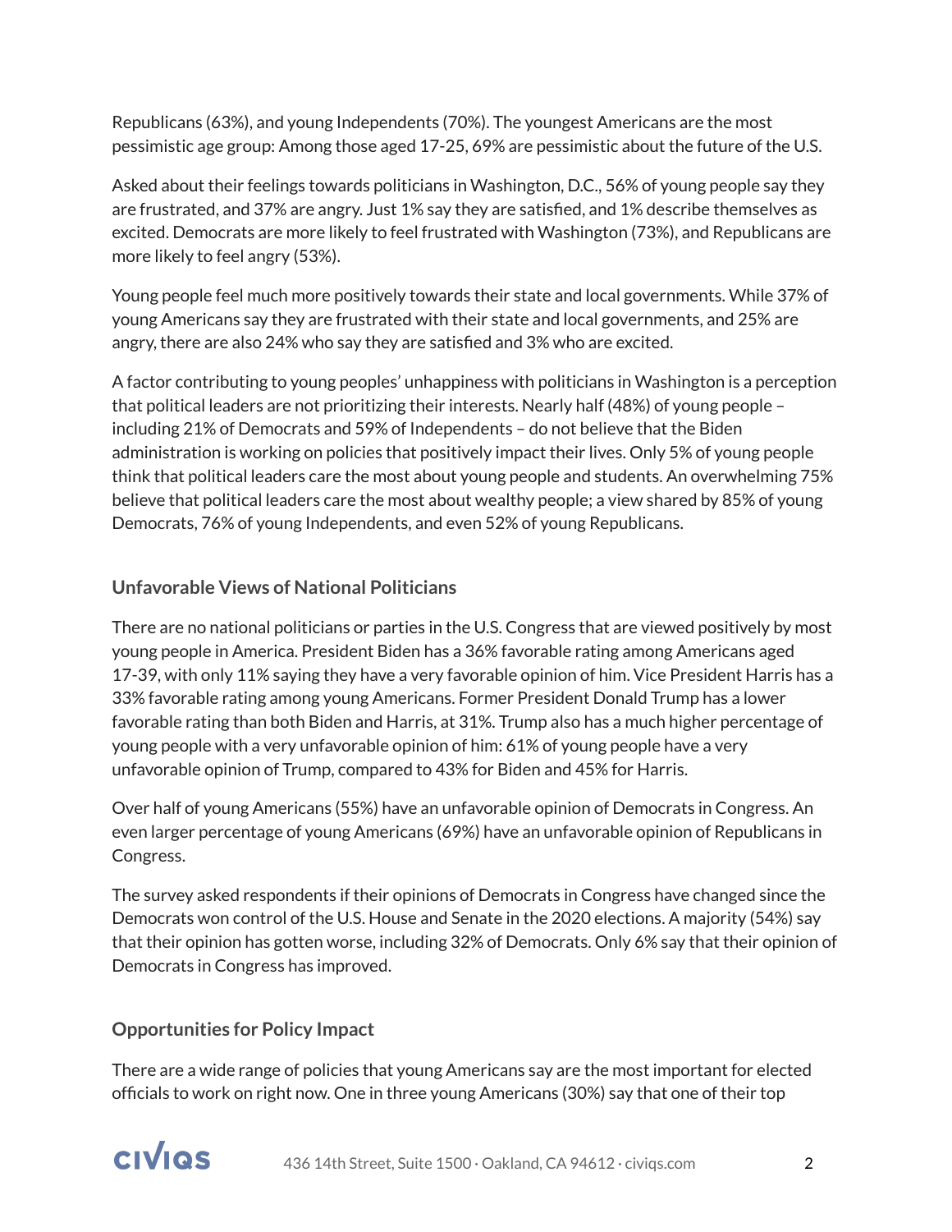Republicans (63%), and young Independents (70%). The youngest Americans are the most pessimistic age group: Among those aged 17-25, 69% are pessimistic about the future of the U.S.

Asked about their feelings towards politicians in Washington, D.C., 56% of young people say they are frustrated, and 37% are angry. Just 1% say they are satisfied, and 1% describe themselves as excited. Democrats are more likely to feel frustrated with Washington (73%), and Republicans are more likely to feel angry (53%).

Young people feel much more positively towards their state and local governments. While 37% of young Americans say they are frustrated with their state and local governments, and 25% are angry, there are also 24% who say they are satisfied and 3% who are excited.

A factor contributing to young peoples' unhappiness with politicians in Washington is a perception that political leaders are not prioritizing their interests. Nearly half (48%) of young people – including 21% of Democrats and 59% of Independents – do not believe that the Biden administration is working on policies that positively impact their lives. Only 5% of young people think that political leaders care the most about young people and students. An overwhelming 75% believe that political leaders care the most about wealthy people; a view shared by 85% of young Democrats, 76% of young Independents, and even 52% of young Republicans.

### Unfavorable Views of National Politicians

There are no national politicians or parties in the U.S. Congress that are viewed positively by most young people in America. President Biden has a 36% favorable rating among Americans aged 17-39, with only 11% saying they have a very favorable opinion of him. Vice President Harris has a 33% favorable rating among young Americans. Former President Donald Trump has a lower favorable rating than both Biden and Harris, at 31%. Trump also has a much higher percentage of young people with a very unfavorable opinion of him: 61% of young people have a very unfavorable opinion of Trump, compared to 43% for Biden and 45% for Harris.

Over half of young Americans (55%) have an unfavorable opinion of Democrats in Congress. An even larger percentage of young Americans (69%) have an unfavorable opinion of Republicans in Congress.

The survey asked respondents if their opinions of Democrats in Congress have changed since the Democrats won control of the U.S. House and Senate in the 2020 elections. A majority (54%) say that their opinion has gotten worse, including 32% of Democrats. Only 6% say that their opinion of Democrats in Congress has improved.

### Opportunities for Policy Impact

There are a wide range of policies that young Americans say are the most important for elected officials to work on right now. One in three young Americans (30%) say that one of their top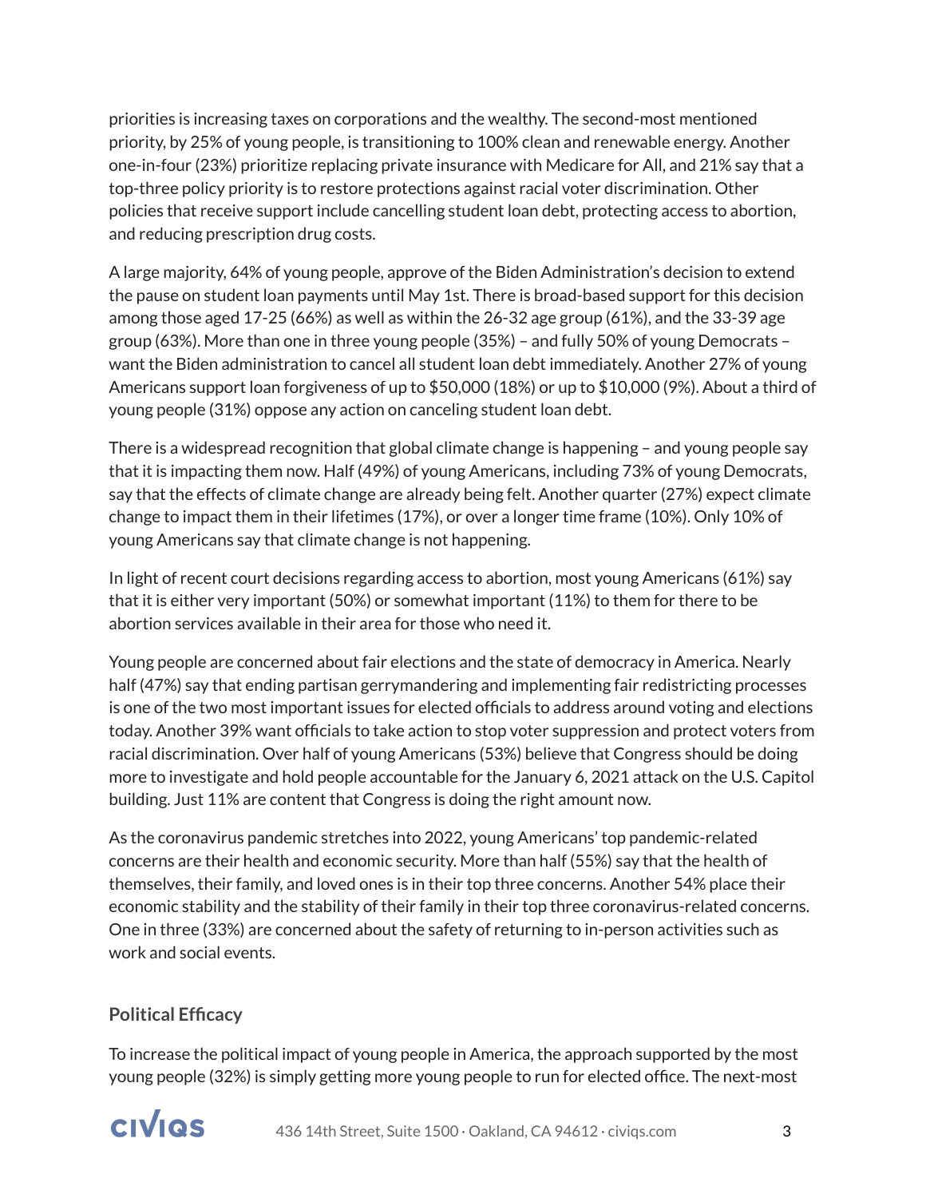priorities is increasing taxes on corporations and the wealthy. The second-most mentioned priority, by 25% of young people, is transitioning to 100% clean and renewable energy. Another one-in-four (23%) prioritize replacing private insurance with Medicare for All, and 21% say that a top-three policy priority is to restore protections against racial voter discrimination. Other policies that receive support include cancelling student loan debt, protecting access to abortion, and reducing prescription drug costs.

A large majority, 64% of young people, approve of the Biden Administration's decision to extend the pause on student loan payments until May 1st. There is broad-based support for this decision among those aged 17-25 (66%) as well as within the 26-32 age group (61%), and the 33-39 age group (63%). More than one in three young people (35%) – and fully 50% of young Democrats – want the Biden administration to cancel all student loan debt immediately. Another 27% of young Americans support loan forgiveness of up to $50,000 (18%) or up to $10,000 (9%). About a third of young people (31%) oppose any action on canceling student loan debt.

There is a widespread recognition that global climate change is happening – and young people say that it is impacting them now. Half (49%) of young Americans, including 73% of young Democrats, say that the effects of climate change are already being felt. Another quarter (27%) expect climate change to impact them in their lifetimes (17%), or over a longer time frame (10%). Only 10% of young Americans say that climate change is not happening.

In light of recent court decisions regarding access to abortion, most young Americans (61%) say that it is either very important (50%) or somewhat important (11%) to them for there to be abortion services available in their area for those who need it.

Young people are concerned about fair elections and the state of democracy in America. Nearly half (47%) say that ending partisan gerrymandering and implementing fair redistricting processes is one of the two most important issues for elected officials to address around voting and elections today. Another 39% want officials to take action to stop voter suppression and protect voters from racial discrimination. Over half of young Americans (53%) believe that Congress should be doing more to investigate and hold people accountable for the January 6, 2021 attack on the U.S. Capitol building. Just 11% are content that Congress is doing the right amount now.

As the coronavirus pandemic stretches into 2022, young Americans' top pandemic-related concerns are their health and economic security. More than half (55%) say that the health of themselves, their family, and loved ones is in their top three concerns. Another 54% place their economic stability and the stability of their family in their top three coronavirus-related concerns. One in three (33%) are concerned about the safety of returning to in-person activities such as work and social events.

### Political Efficacy

To increase the political impact of young people in America, the approach supported by the most young people (32%) is simply getting more young people to run for elected office. The next-most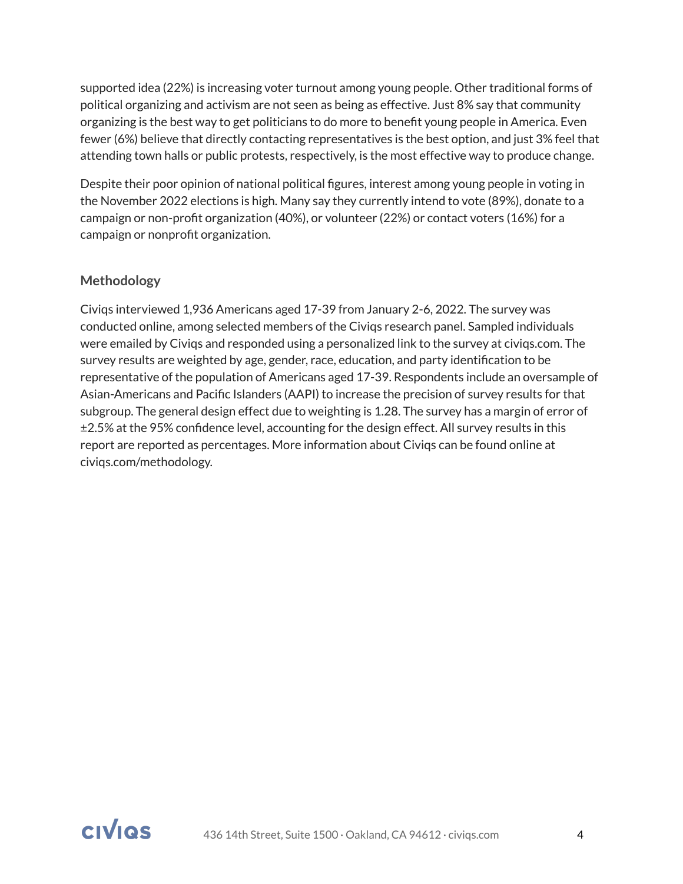supported idea (22%) is increasing voter turnout among young people. Other traditional forms of political organizing and activism are not seen as being as effective. Just 8% say that community organizing is the best way to get politicians to do more to benefit young people in America. Even fewer (6%) believe that directly contacting representatives is the best option, and just 3% feel that attending town halls or public protests, respectively, is the most effective way to produce change.

Despite their poor opinion of national political figures, interest among young people in voting in the November 2022 elections is high. Many say they currently intend to vote (89%), donate to a campaign or non-profit organization (40%), or volunteer (22%) or contact voters (16%) for a campaign or nonprofit organization.

### Methodology

Civiqs interviewed 1,936 Americans aged 17-39 from January 2-6, 2022. The survey was conducted online, among selected members of the Civiqs research panel. Sampled individuals were emailed by Civiqs and responded using a personalized link to the survey at civiqs.com. The survey results are weighted by age, gender, race, education, and party identification to be representative of the population of Americans aged 17-39. Respondents include an oversample of Asian-Americans and Pacific Islanders (AAPI) to increase the precision of survey results for that subgroup. The general design effect due to weighting is 1.28. The survey has a margin of error of ±2.5% at the 95% confidence level, accounting for the design effect. All survey results in this report are reported as percentages. More information about Civiqs can be found online at civiqs.com/methodology.